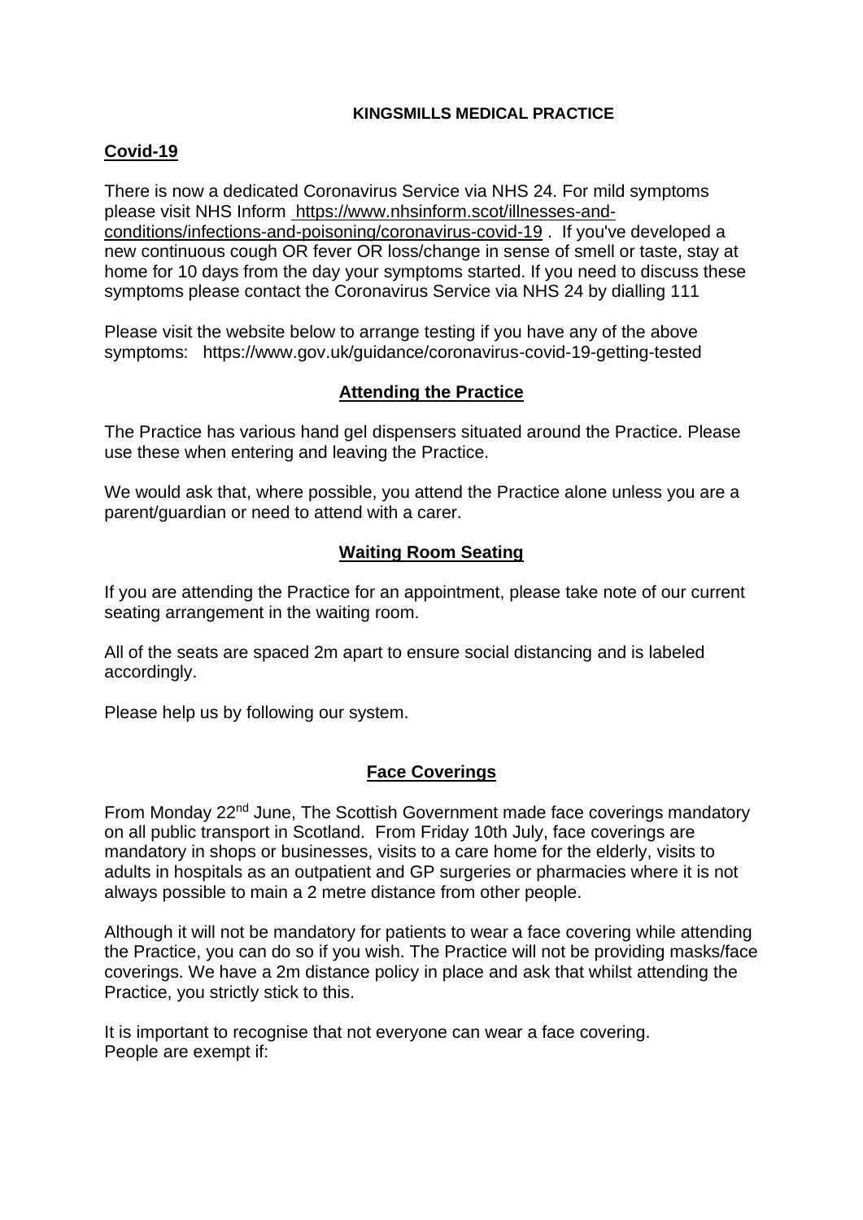**KINGSMILLS MEDICAL PRACTICE**

## Covid-19

There is now a dedicated Coronavirus Service via NHS 24. For mild symptoms please visit NHS Inform https://www.nhsinform.scot/illnesses-and-conditions/infections-and-poisoning/coronavirus-covid-19 . If you've developed a new continuous cough OR fever OR loss/change in sense of smell or taste, stay at home for 10 days from the day your symptoms started. If you need to discuss these symptoms please contact the Coronavirus Service via NHS 24 by dialling 111

Please visit the website below to arrange testing if you have any of the above symptoms: https://www.gov.uk/guidance/coronavirus-covid-19-getting-tested

## Attending the Practice

The Practice has various hand gel dispensers situated around the Practice. Please use these when entering and leaving the Practice.

We would ask that, where possible, you attend the Practice alone unless you are a parent/guardian or need to attend with a carer.

## Waiting Room Seating

If you are attending the Practice for an appointment, please take note of our current seating arrangement in the waiting room.

All of the seats are spaced 2m apart to ensure social distancing and is labeled accordingly.

Please help us by following our system.

## Face Coverings

From Monday 22nd June, The Scottish Government made face coverings mandatory on all public transport in Scotland. From Friday 10th July, face coverings are mandatory in shops or businesses, visits to a care home for the elderly, visits to adults in hospitals as an outpatient and GP surgeries or pharmacies where it is not always possible to main a 2 metre distance from other people.

Although it will not be mandatory for patients to wear a face covering while attending the Practice, you can do so if you wish. The Practice will not be providing masks/face coverings. We have a 2m distance policy in place and ask that whilst attending the Practice, you strictly stick to this.

It is important to recognise that not everyone can wear a face covering.
People are exempt if: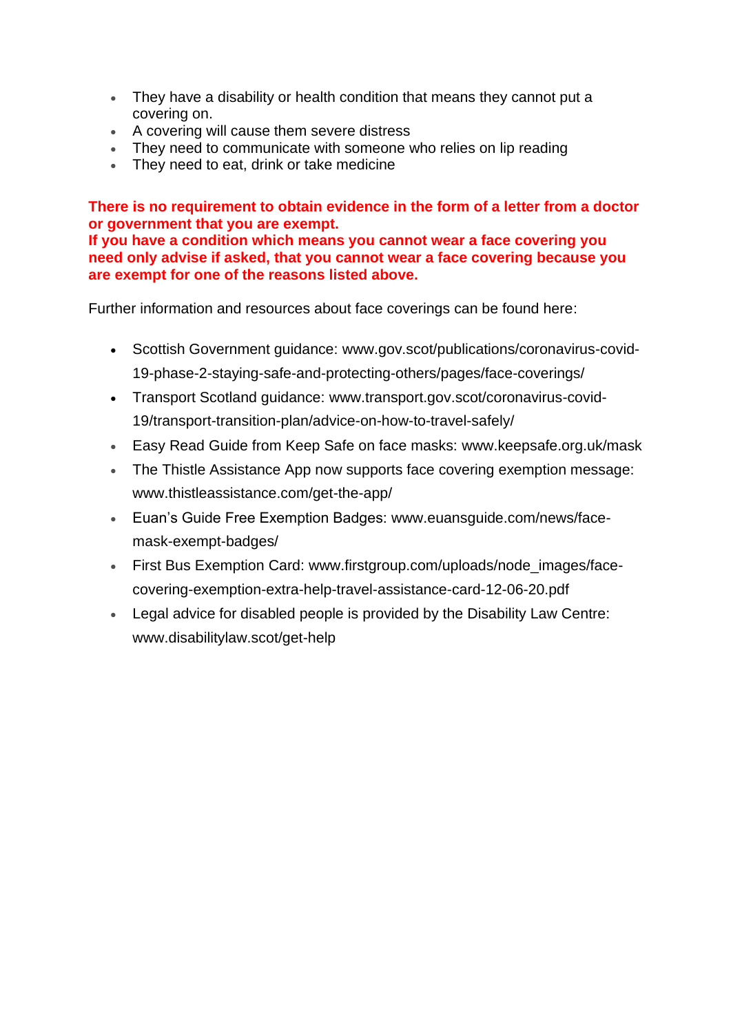- They have a disability or health condition that means they cannot put a covering on.
- A covering will cause them severe distress
- They need to communicate with someone who relies on lip reading
- They need to eat, drink or take medicine

**There is no requirement to obtain evidence in the form of a letter from a doctor or government that you are exempt.**
**If you have a condition which means you cannot wear a face covering you need only advise if asked, that you cannot wear a face covering because you are exempt for one of the reasons listed above.**

Further information and resources about face coverings can be found here:

- Scottish Government guidance: www.gov.scot/publications/coronavirus-covid-19-phase-2-staying-safe-and-protecting-others/pages/face-coverings/
- Transport Scotland guidance: www.transport.gov.scot/coronavirus-covid-19/transport-transition-plan/advice-on-how-to-travel-safely/
- Easy Read Guide from Keep Safe on face masks: www.keepsafe.org.uk/mask
- The Thistle Assistance App now supports face covering exemption message: www.thistleassistance.com/get-the-app/
- Euan's Guide Free Exemption Badges: www.euansguide.com/news/face-mask-exempt-badges/
- First Bus Exemption Card: www.firstgroup.com/uploads/node_images/face-covering-exemption-extra-help-travel-assistance-card-12-06-20.pdf
- Legal advice for disabled people is provided by the Disability Law Centre: www.disabilitylaw.scot/get-help